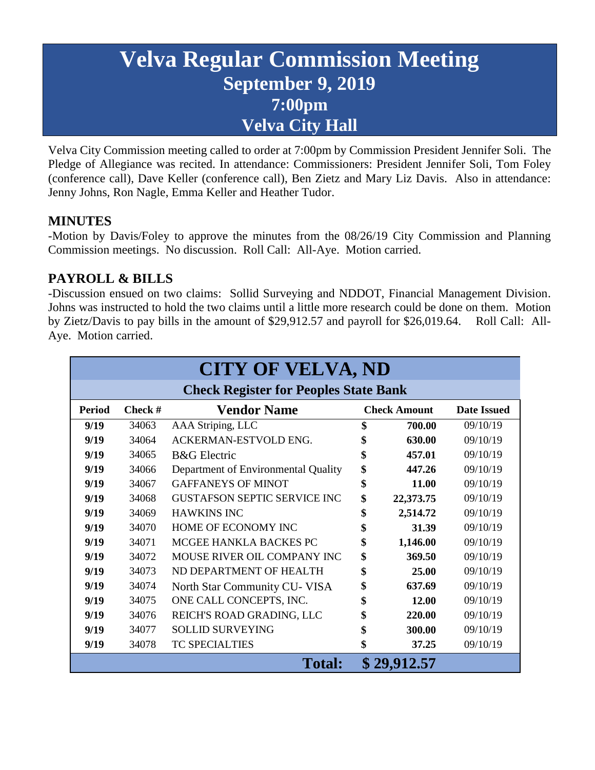# Velva Regular Commission Meeting
## September 9, 2019
## 7:00pm
## Velva City Hall

Velva City Commission meeting called to order at 7:00pm by Commission President Jennifer Soli. The Pledge of Allegiance was recited. In attendance: Commissioners: President Jennifer Soli, Tom Foley (conference call), Dave Keller (conference call), Ben Zietz and Mary Liz Davis. Also in attendance: Jenny Johns, Ron Nagle, Emma Keller and Heather Tudor.

### MINUTES

-Motion by Davis/Foley to approve the minutes from the 08/26/19 City Commission and Planning Commission meetings. No discussion. Roll Call: All-Aye. Motion carried.

### PAYROLL & BILLS

-Discussion ensued on two claims: Sollid Surveying and NDDOT, Financial Management Division. Johns was instructed to hold the two claims until a little more research could be done on them. Motion by Zietz/Davis to pay bills in the amount of $29,912.57 and payroll for $26,019.64. Roll Call: All-Aye. Motion carried.

| CITY OF VELVA, ND | | | | |
|---|---|---|---|---|
| **Check Register for Peoples State Bank** | | | | |
| **Period** | **Check #** | **Vendor Name** | **Check Amount** | **Date Issued** |
| **9/19** | 34063 | AAA Striping, LLC | $ **700.00** | 09/10/19 |
| **9/19** | 34064 | ACKERMAN-ESTVOLD ENG. | $ **630.00** | 09/10/19 |
| **9/19** | 34065 | B&G Electric | $ **457.01** | 09/10/19 |
| **9/19** | 34066 | Department of Environmental Quality | $ **447.26** | 09/10/19 |
| **9/19** | 34067 | GAFFANEYS OF MINOT | $ **11.00** | 09/10/19 |
| **9/19** | 34068 | GUSTAFSON SEPTIC SERVICE INC | $ **22,373.75** | 09/10/19 |
| **9/19** | 34069 | HAWKINS INC | $ **2,514.72** | 09/10/19 |
| **9/19** | 34070 | HOME OF ECONOMY INC | $ **31.39** | 09/10/19 |
| **9/19** | 34071 | MCGEE HANKLA BACKES PC | $ **1,146.00** | 09/10/19 |
| **9/19** | 34072 | MOUSE RIVER OIL COMPANY INC | $ **369.50** | 09/10/19 |
| **9/19** | 34073 | ND DEPARTMENT OF HEALTH | $ **25.00** | 09/10/19 |
| **9/19** | 34074 | North Star Community CU- VISA | $ **637.69** | 09/10/19 |
| **9/19** | 34075 | ONE CALL CONCEPTS, INC. | $ **12.00** | 09/10/19 |
| **9/19** | 34076 | REICH'S ROAD GRADING, LLC | $ **220.00** | 09/10/19 |
| **9/19** | 34077 | SOLLID SURVEYING | $ **300.00** | 09/10/19 |
| **9/19** | 34078 | TC SPECIALTIES | $ **37.25** | 09/10/19 |
| | | **Total:** | **$ 29,912.57** | |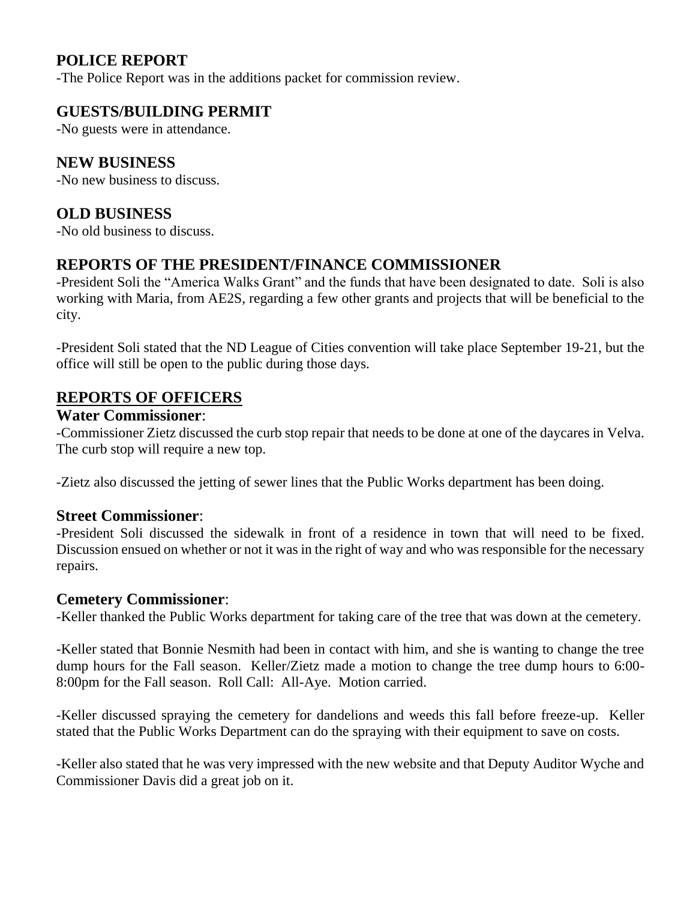## POLICE REPORT

-The Police Report was in the additions packet for commission review.

## GUESTS/BUILDING PERMIT

-No guests were in attendance.

## NEW BUSINESS

-No new business to discuss.

## OLD BUSINESS

-No old business to discuss.

## REPORTS OF THE PRESIDENT/FINANCE COMMISSIONER

-President Soli the "America Walks Grant" and the funds that have been designated to date. Soli is also working with Maria, from AE2S, regarding a few other grants and projects that will be beneficial to the city.

-President Soli stated that the ND League of Cities convention will take place September 19-21, but the office will still be open to the public during those days.

## REPORTS OF OFFICERS

### Water Commissioner:

-Commissioner Zietz discussed the curb stop repair that needs to be done at one of the daycares in Velva. The curb stop will require a new top.

-Zietz also discussed the jetting of sewer lines that the Public Works department has been doing.

### Street Commissioner:

-President Soli discussed the sidewalk in front of a residence in town that will need to be fixed. Discussion ensued on whether or not it was in the right of way and who was responsible for the necessary repairs.

### Cemetery Commissioner:

-Keller thanked the Public Works department for taking care of the tree that was down at the cemetery.

-Keller stated that Bonnie Nesmith had been in contact with him, and she is wanting to change the tree dump hours for the Fall season. Keller/Zietz made a motion to change the tree dump hours to 6:00-8:00pm for the Fall season. Roll Call: All-Aye. Motion carried.

-Keller discussed spraying the cemetery for dandelions and weeds this fall before freeze-up. Keller stated that the Public Works Department can do the spraying with their equipment to save on costs.

-Keller also stated that he was very impressed with the new website and that Deputy Auditor Wyche and Commissioner Davis did a great job on it.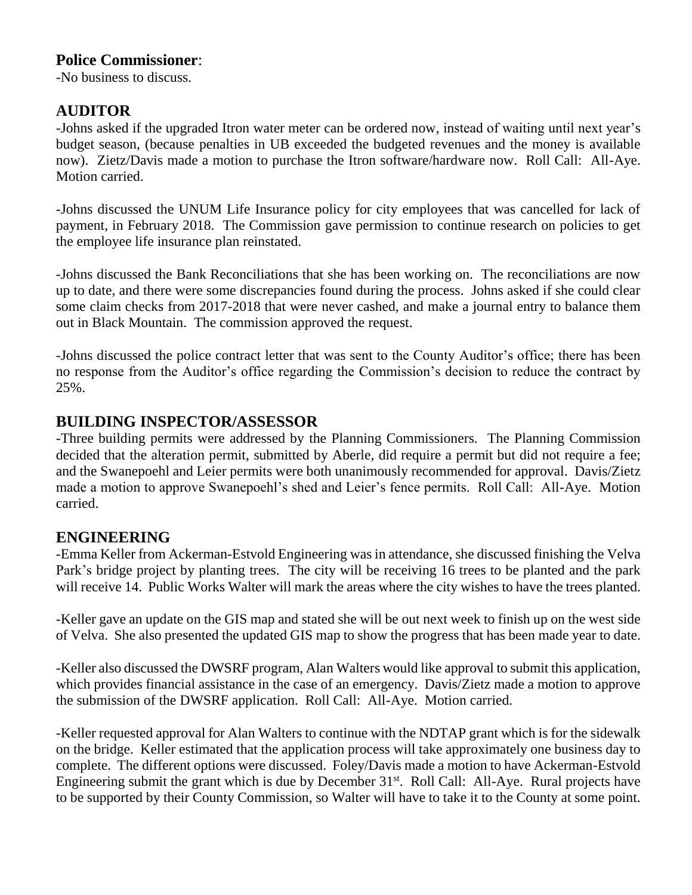## **Police Commissioner**:

-No business to discuss.

## AUDITOR

-Johns asked if the upgraded Itron water meter can be ordered now, instead of waiting until next year's budget season, (because penalties in UB exceeded the budgeted revenues and the money is available now). Zietz/Davis made a motion to purchase the Itron software/hardware now. Roll Call: All-Aye. Motion carried.

-Johns discussed the UNUM Life Insurance policy for city employees that was cancelled for lack of payment, in February 2018. The Commission gave permission to continue research on policies to get the employee life insurance plan reinstated.

-Johns discussed the Bank Reconciliations that she has been working on. The reconciliations are now up to date, and there were some discrepancies found during the process. Johns asked if she could clear some claim checks from 2017-2018 that were never cashed, and make a journal entry to balance them out in Black Mountain. The commission approved the request.

-Johns discussed the police contract letter that was sent to the County Auditor's office; there has been no response from the Auditor's office regarding the Commission's decision to reduce the contract by 25%.

## BUILDING INSPECTOR/ASSESSOR

-Three building permits were addressed by the Planning Commissioners. The Planning Commission decided that the alteration permit, submitted by Aberle, did require a permit but did not require a fee; and the Swanepoehl and Leier permits were both unanimously recommended for approval. Davis/Zietz made a motion to approve Swanepoehl's shed and Leier's fence permits. Roll Call: All-Aye. Motion carried.

## ENGINEERING

-Emma Keller from Ackerman-Estvold Engineering was in attendance, she discussed finishing the Velva Park's bridge project by planting trees. The city will be receiving 16 trees to be planted and the park will receive 14. Public Works Walter will mark the areas where the city wishes to have the trees planted.

-Keller gave an update on the GIS map and stated she will be out next week to finish up on the west side of Velva. She also presented the updated GIS map to show the progress that has been made year to date.

-Keller also discussed the DWSRF program, Alan Walters would like approval to submit this application, which provides financial assistance in the case of an emergency. Davis/Zietz made a motion to approve the submission of the DWSRF application. Roll Call: All-Aye. Motion carried.

-Keller requested approval for Alan Walters to continue with the NDTAP grant which is for the sidewalk on the bridge. Keller estimated that the application process will take approximately one business day to complete. The different options were discussed. Foley/Davis made a motion to have Ackerman-Estvold Engineering submit the grant which is due by December 31st. Roll Call: All-Aye. Rural projects have to be supported by their County Commission, so Walter will have to take it to the County at some point.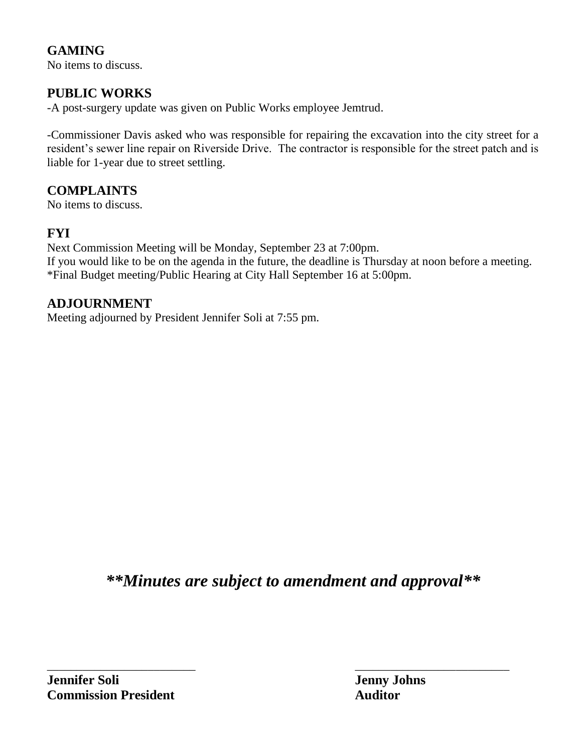## GAMING

No items to discuss.

## PUBLIC WORKS

-A post-surgery update was given on Public Works employee Jemtrud.

-Commissioner Davis asked who was responsible for repairing the excavation into the city street for a resident's sewer line repair on Riverside Drive. The contractor is responsible for the street patch and is liable for 1-year due to street settling.

## COMPLAINTS

No items to discuss.

## FYI

Next Commission Meeting will be Monday, September 23 at 7:00pm.
If you would like to be on the agenda in the future, the deadline is Thursday at noon before a meeting.
*Final Budget meeting/Public Hearing at City Hall September 16 at 5:00pm.

## ADJOURNMENT

Meeting adjourned by President Jennifer Soli at 7:55 pm.

***\*\*Minutes are subject to amendment and approval\*\****

| | |
|---|---|
| ________________________ | ________________________ |
| **Jennifer Soli** | **Jenny Johns** |
| **Commission President** | **Auditor** |